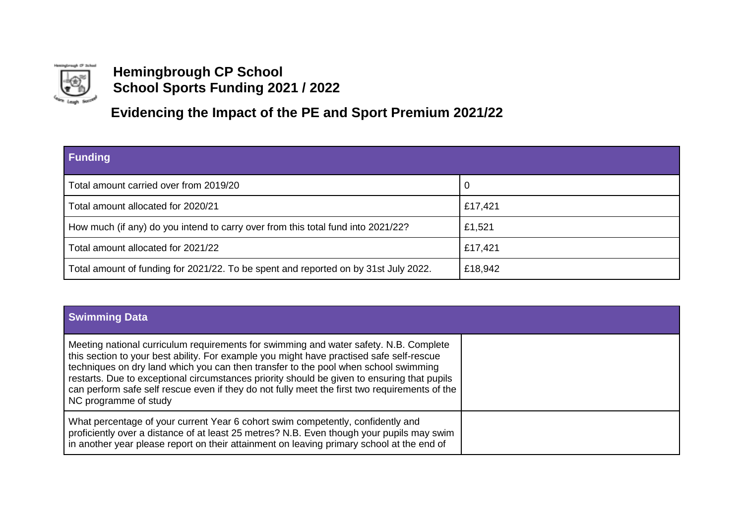# Hemingbrough CP School
# School Sports Funding 2021 / 2022

## Evidencing the Impact of the PE and Sport Premium 2021/22

| Funding | |
|---|---|
| Total amount carried over from 2019/20 | 0 |
| Total amount allocated for 2020/21 | £17,421 |
| How much (if any) do you intend to carry over from this total fund into 2021/22? | £1,521 |
| Total amount allocated for 2021/22 | £17,421 |
| Total amount of funding for 2021/22. To be spent and reported on by 31st July 2022. | £18,942 |

| Swimming Data | |
|---|---|
| Meeting national curriculum requirements for swimming and water safety. N.B. Complete this section to your best ability. For example you might have practised safe self-rescue techniques on dry land which you can then transfer to the pool when school swimming restarts. Due to exceptional circumstances priority should be given to ensuring that pupils can perform safe self rescue even if they do not fully meet the first two requirements of the NC programme of study | |
| What percentage of your current Year 6 cohort swim competently, confidently and proficiently over a distance of at least 25 metres? N.B. Even though your pupils may swim in another year please report on their attainment on leaving primary school at the end of | |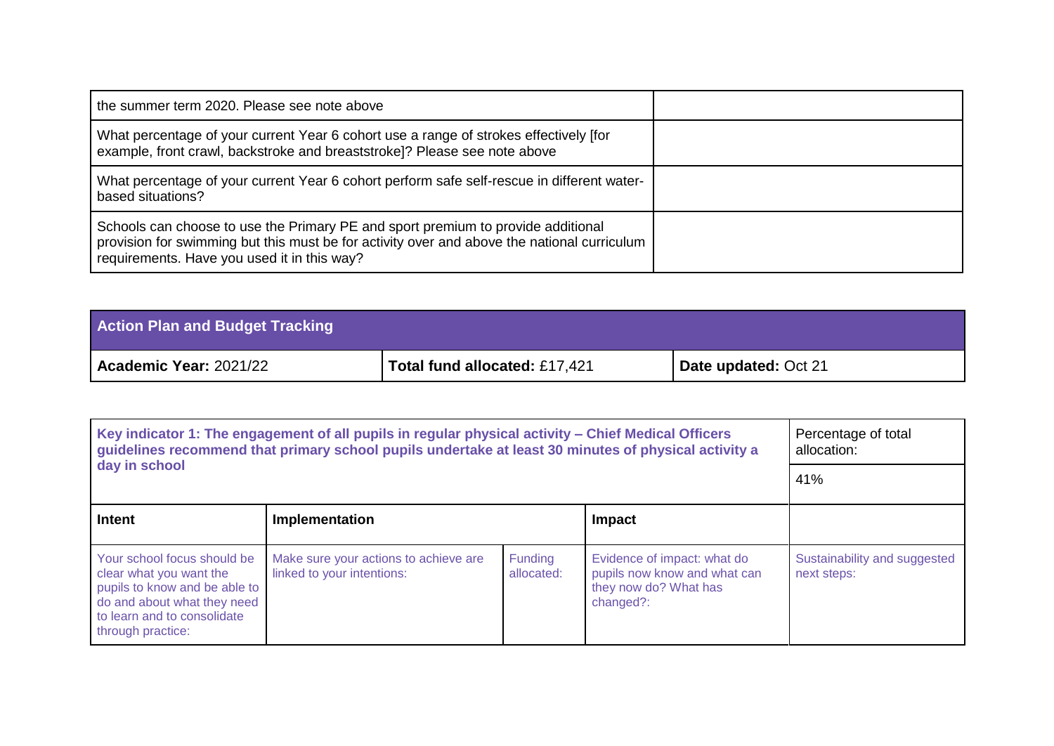| the summer term 2020. Please see note above | |
|---|---|
| What percentage of your current Year 6 cohort use a range of strokes effectively [for example, front crawl, backstroke and breaststroke]? Please see note above | |
| What percentage of your current Year 6 cohort perform safe self-rescue in different water-based situations? | |
| Schools can choose to use the Primary PE and sport premium to provide additional provision for swimming but this must be for activity over and above the national curriculum requirements. Have you used it in this way? | |

| Action Plan and Budget Tracking | | |
|---|---|---|
| **Academic Year:** 2021/22 | **Total fund allocated:** £17,421 | **Date updated:** Oct 21 |

| Key indicator 1: The engagement of all pupils in regular physical activity – Chief Medical Officers guidelines recommend that primary school pupils undertake at least 30 minutes of physical activity a day in school | | | | Percentage of total allocation: |
|---|---|---|---|---|
| | | | | 41% |
| **Intent** | **Implementation** | | **Impact** | |
| Your school focus should be clear what you want the pupils to know and be able to do and about what they need to learn and to consolidate through practice: | Make sure your actions to achieve are linked to your intentions: | Funding allocated: | Evidence of impact: what do pupils now know and what can they now do? What has changed?: | Sustainability and suggested next steps: |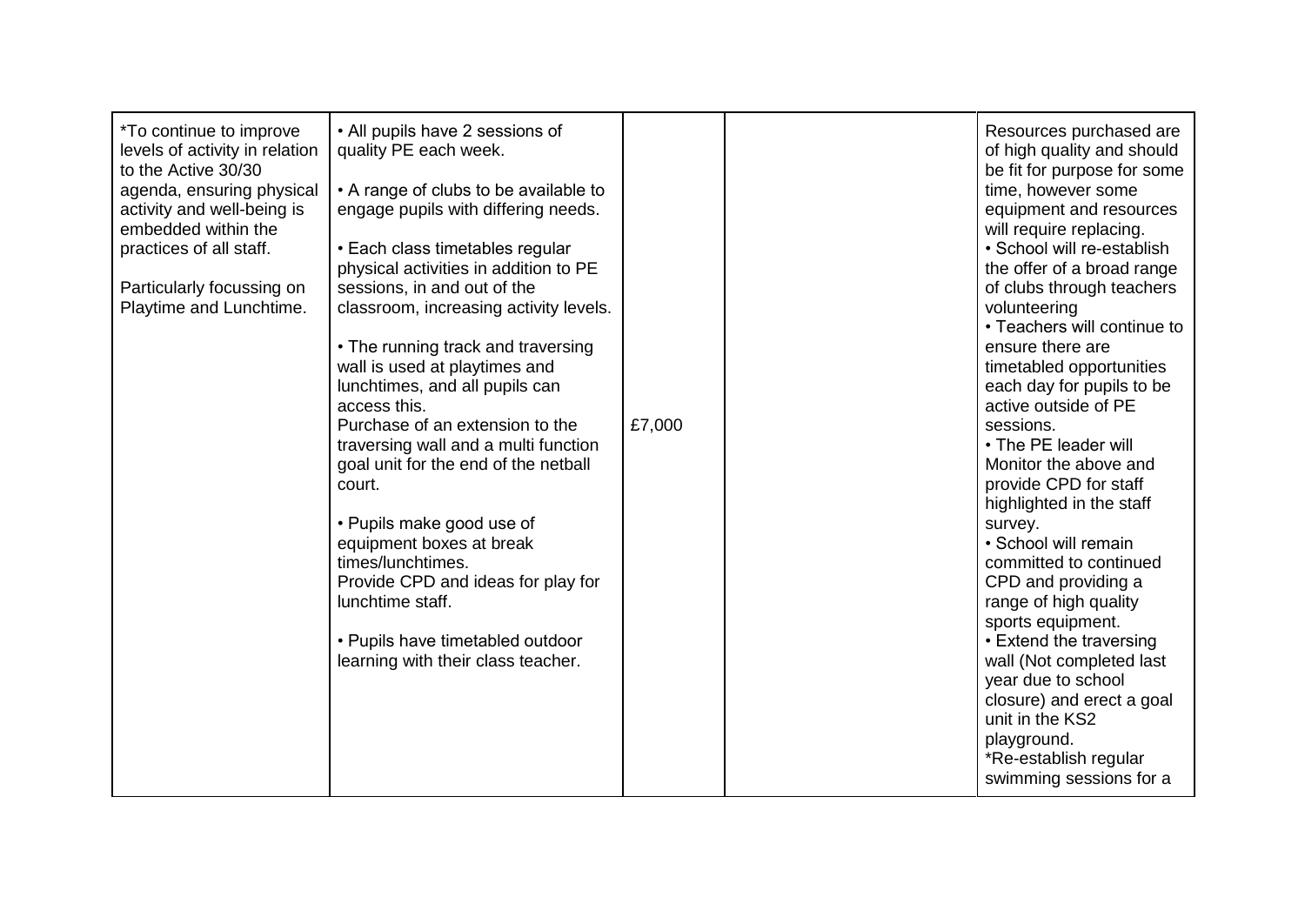| | | | | |
|---|---|---|---|---|
| *To continue to improve levels of activity in relation to the Active 30/30 agenda, ensuring physical activity and well-being is embedded within the practices of all staff.<br><br>Particularly focussing on Playtime and Lunchtime. | • All pupils have 2 sessions of quality PE each week.<br><br>• A range of clubs to be available to engage pupils with differing needs.<br><br>• Each class timetables regular physical activities in addition to PE sessions, in and out of the classroom, increasing activity levels.<br><br>• The running track and traversing wall is used at playtimes and lunchtimes, and all pupils can access this.<br>Purchase of an extension to the traversing wall and a multi function goal unit for the end of the netball court.<br><br>• Pupils make good use of equipment boxes at break times/lunchtimes.<br>Provide CPD and ideas for play for lunchtime staff.<br><br>• Pupils have timetabled outdoor learning with their class teacher. | £7,000 | | Resources purchased are of high quality and should be fit for purpose for some time, however some equipment and resources will require replacing.<br>• School will re-establish the offer of a broad range of clubs through teachers volunteering<br>• Teachers will continue to ensure there are timetabled opportunities each day for pupils to be active outside of PE sessions.<br>• The PE leader will Monitor the above and provide CPD for staff highlighted in the staff survey.<br>• School will remain committed to continued CPD and providing a range of high quality sports equipment.<br>• Extend the traversing wall (Not completed last year due to school closure) and erect a goal unit in the KS2 playground.<br>*Re-establish regular swimming sessions for a |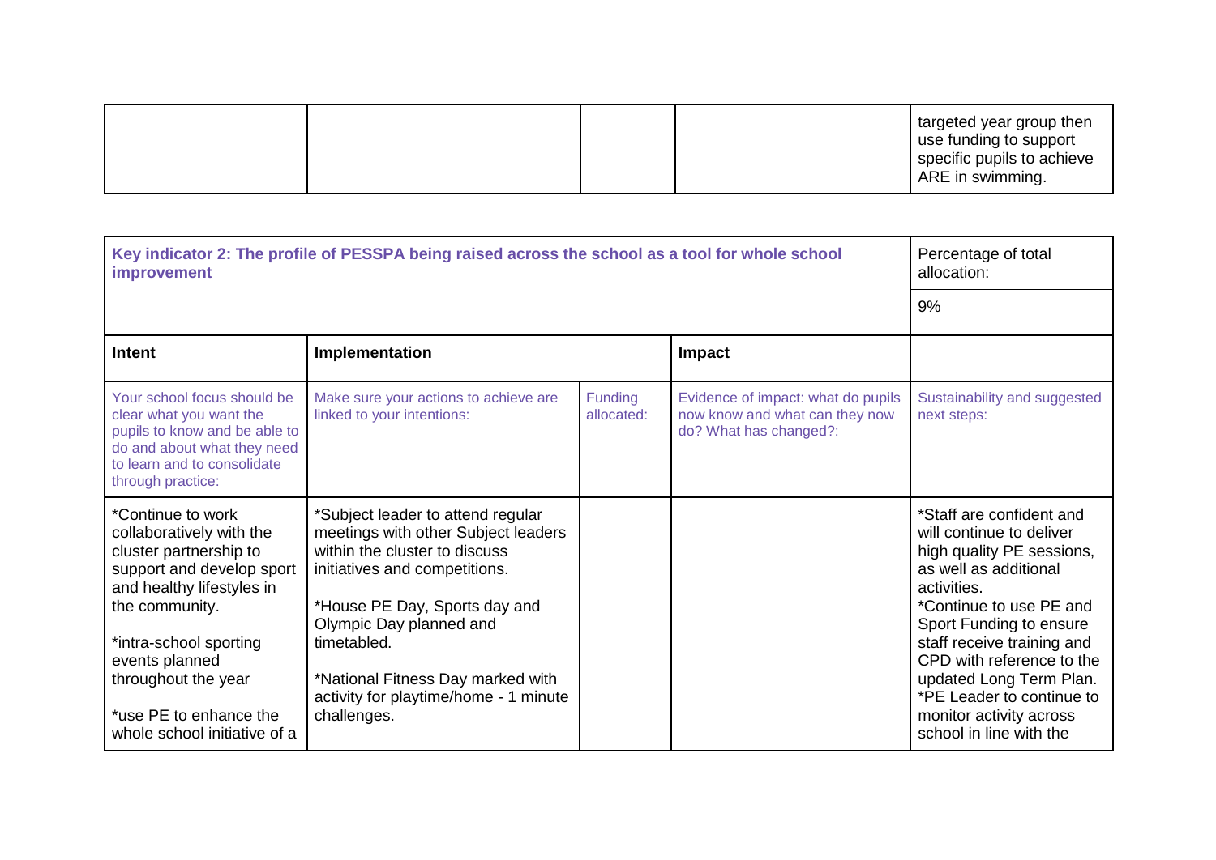| | | | | |
|---|---|---|---|---|
| | | | | targeted year group then use funding to support specific pupils to achieve ARE in swimming. |

| Key indicator 2: The profile of PESSPA being raised across the school as a tool for whole school improvement | | | | Percentage of total allocation: |
|---|---|---|---|---|
| | | | | 9% |
| **Intent** | **Implementation** | | **Impact** | |
| Your school focus should be clear what you want the pupils to know and be able to do and about what they need to learn and to consolidate through practice: | Make sure your actions to achieve are linked to your intentions: | Funding allocated: | Evidence of impact: what do pupils now know and what can they now do? What has changed?: | Sustainability and suggested next steps: |
| *Continue to work collaboratively with the cluster partnership to support and develop sport and healthy lifestyles in the community.<br><br>*intra-school sporting events planned throughout the year<br><br>*use PE to enhance the whole school initiative of a | *Subject leader to attend regular meetings with other Subject leaders within the cluster to discuss initiatives and competitions.<br><br>*House PE Day, Sports day and Olympic Day planned and timetabled.<br><br>*National Fitness Day marked with activity for playtime/home - 1 minute challenges. | | | *Staff are confident and will continue to deliver high quality PE sessions, as well as additional activities.<br>*Continue to use PE and Sport Funding to ensure staff receive training and CPD with reference to the updated Long Term Plan.<br>*PE Leader to continue to monitor activity across school in line with the |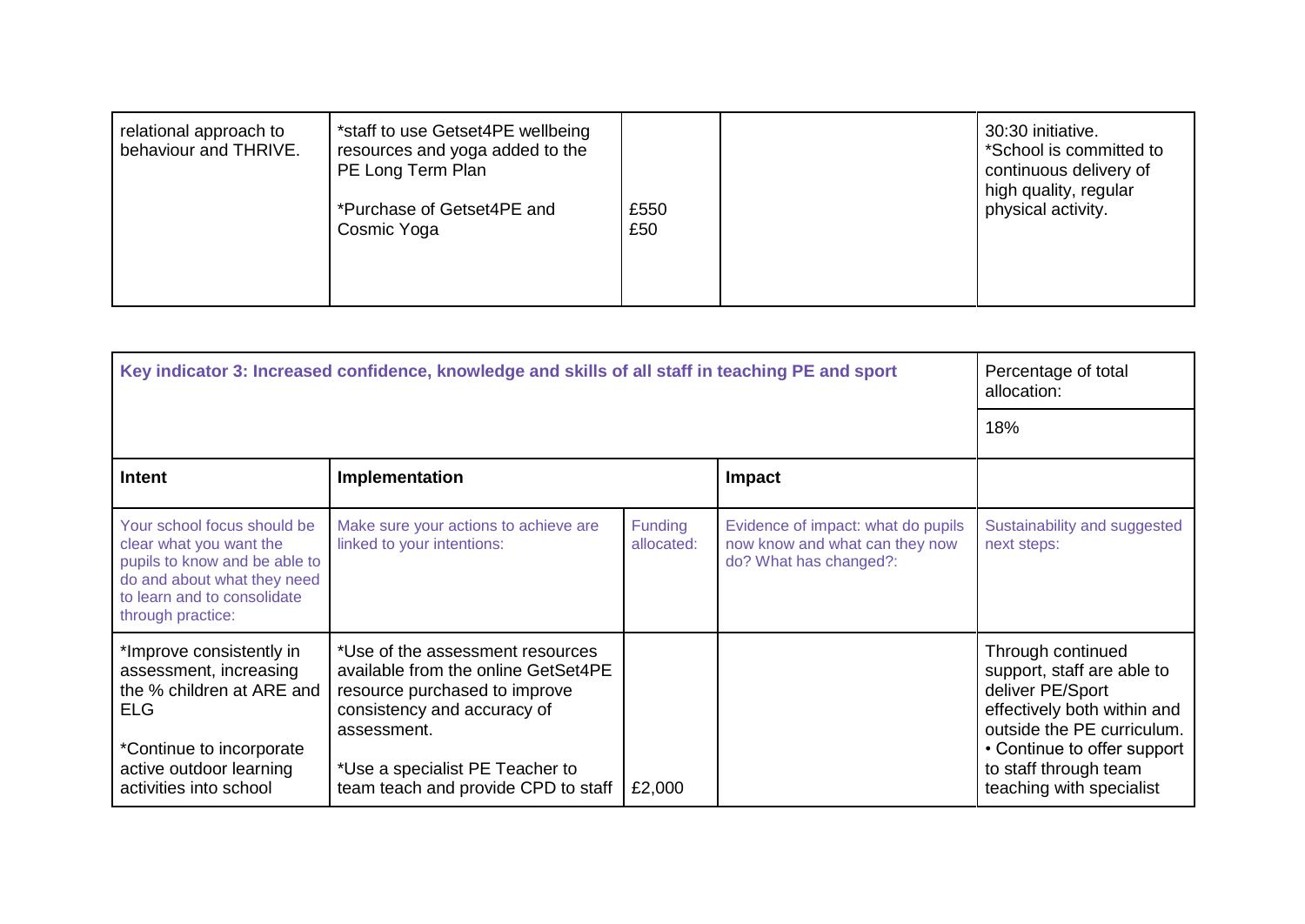| relational approach to behaviour and THRIVE. | *staff to use Getset4PE wellbeing resources and yoga added to the PE Long Term Plan<br><br>*Purchase of Getset4PE and Cosmic Yoga | £550<br>£50 | | 30:30 initiative.<br>*School is committed to continuous delivery of high quality, regular physical activity. |
|---|---|---|---|---|

| Key indicator 3: Increased confidence, knowledge and skills of all staff in teaching PE and sport | | | | Percentage of total allocation: |
|---|---|---|---|---|
| | | | | 18% |
| **Intent** | **Implementation** | | **Impact** | |
| Your school focus should be clear what you want the pupils to know and be able to do and about what they need to learn and to consolidate through practice: | Make sure your actions to achieve are linked to your intentions: | Funding allocated: | Evidence of impact: what do pupils now know and what can they now do? What has changed?: | Sustainability and suggested next steps: |
| *Improve consistently in assessment, increasing the % children at ARE and ELG<br><br>*Continue to incorporate active outdoor learning activities into school | *Use of the assessment resources available from the online GetSet4PE resource purchased to improve consistency and accuracy of assessment.<br><br>*Use a specialist PE Teacher to team teach and provide CPD to staff | £2,000 | | Through continued support, staff are able to deliver PE/Sport effectively both within and outside the PE curriculum.<br>• Continue to offer support to staff through team teaching with specialist |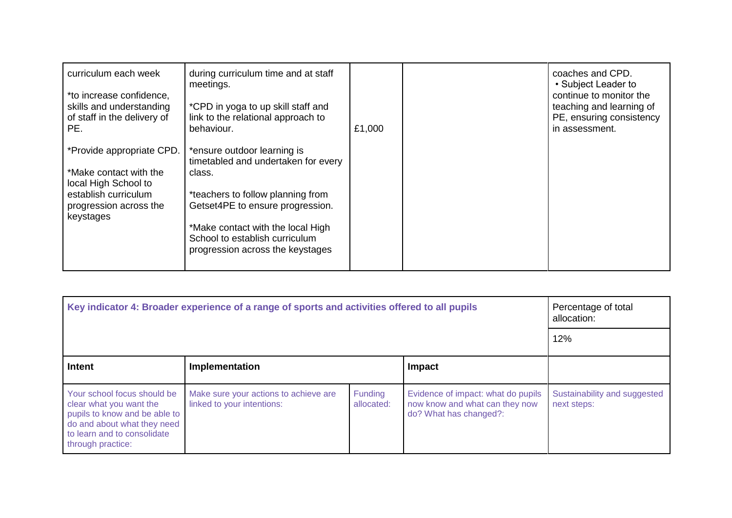| curriculum each week<br><br>*to increase confidence, skills and understanding of staff in the delivery of PE.<br><br>*Provide appropriate CPD.<br><br>*Make contact with the local High School to establish curriculum progression across the keystages | during curriculum time and at staff meetings.<br><br>*CPD in yoga to up skill staff and link to the relational approach to behaviour.<br><br>*ensure outdoor learning is timetabled and undertaken for every class.<br><br>*teachers to follow planning from Getset4PE to ensure progression.<br><br>*Make contact with the local High School to establish curriculum progression across the keystages | £1,000 | | coaches and CPD.<br>• Subject Leader to continue to monitor the teaching and learning of PE, ensuring consistency in assessment. |
|---|---|---|---|---|

| Key indicator 4: Broader experience of a range of sports and activities offered to all pupils | | | | Percentage of total allocation: |
|---|---|---|---|---|
| | | | | 12% |
| **Intent** | **Implementation** | | **Impact** | |
| Your school focus should be clear what you want the pupils to know and be able to do and about what they need to learn and to consolidate through practice: | Make sure your actions to achieve are linked to your intentions: | Funding allocated: | Evidence of impact: what do pupils now know and what can they now do? What has changed?: | Sustainability and suggested next steps: |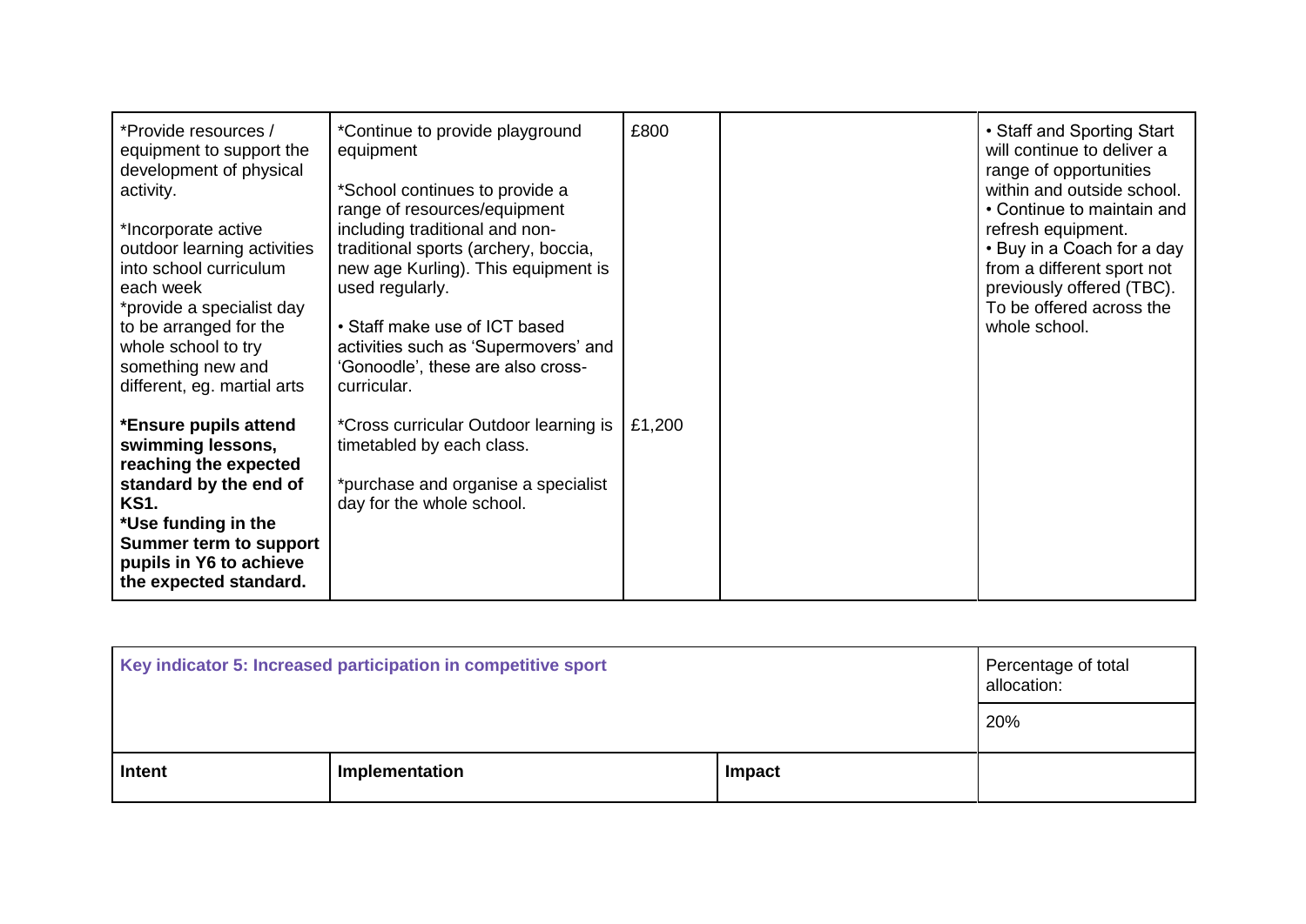| | | | | |
|---|---|---|---|---|
| *Provide resources / equipment to support the development of physical activity.<br><br>*Incorporate active outdoor learning activities into school curriculum each week<br>*provide a specialist day to be arranged for the whole school to try something new and different, eg. martial arts<br><br>**\*Ensure pupils attend swimming lessons, reaching the expected standard by the end of KS1.**<br>**\*Use funding in the Summer term to support pupils in Y6 to achieve the expected standard.** | *Continue to provide playground equipment<br><br>*School continues to provide a range of resources/equipment including traditional and non-traditional sports (archery, boccia, new age Kurling). This equipment is used regularly.<br><br>• Staff make use of ICT based activities such as 'Supermovers' and 'Gonoodle', these are also cross-curricular.<br><br>*Cross curricular Outdoor learning is timetabled by each class.<br><br>*purchase and organise a specialist day for the whole school. | £800<br><br><br><br><br><br><br><br><br><br><br><br>£1,200 | | • Staff and Sporting Start will continue to deliver a range of opportunities within and outside school.<br>• Continue to maintain and refresh equipment.<br>• Buy in a Coach for a day from a different sport not previously offered (TBC). To be offered across the whole school. |

| Key indicator 5: Increased participation in competitive sport | | | Percentage of total allocation: |
|---|---|---|---|
| | | | 20% |
| **Intent** | **Implementation** | **Impact** | |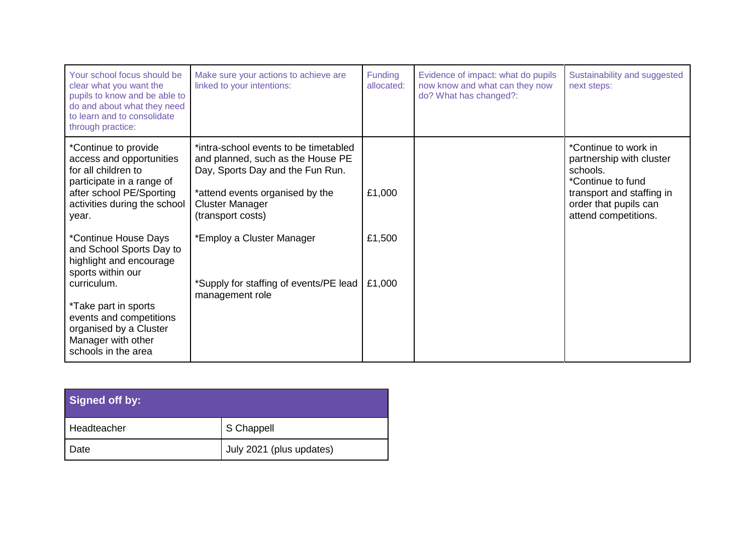| Your school focus should be clear what you want the pupils to know and be able to do and about what they need to learn and to consolidate through practice: | Make sure your actions to achieve are linked to your intentions: | Funding allocated: | Evidence of impact: what do pupils now know and what can they now do? What has changed?: | Sustainability and suggested next steps: |
|---|---|---|---|---|
| *Continue to provide access and opportunities for all children to participate in a range of after school PE/Sporting activities during the school year.<br><br>*Continue House Days and School Sports Day to highlight and encourage sports within our curriculum.<br><br>*Take part in sports events and competitions organised by a Cluster Manager with other schools in the area | *intra-school events to be timetabled and planned, such as the House PE Day, Sports Day and the Fun Run.<br><br>*attend events organised by the Cluster Manager (transport costs)<br><br>*Employ a Cluster Manager<br><br>*Supply for staffing of events/PE lead management role | <br><br>£1,000<br><br>£1,500<br><br>£1,000 | | *Continue to work in partnership with cluster schools.<br>*Continue to fund transport and staffing in order that pupils can attend competitions. |

| **Signed off by:** | |
|---|---|
| Headteacher | S Chappell |
| Date | July 2021 (plus updates) |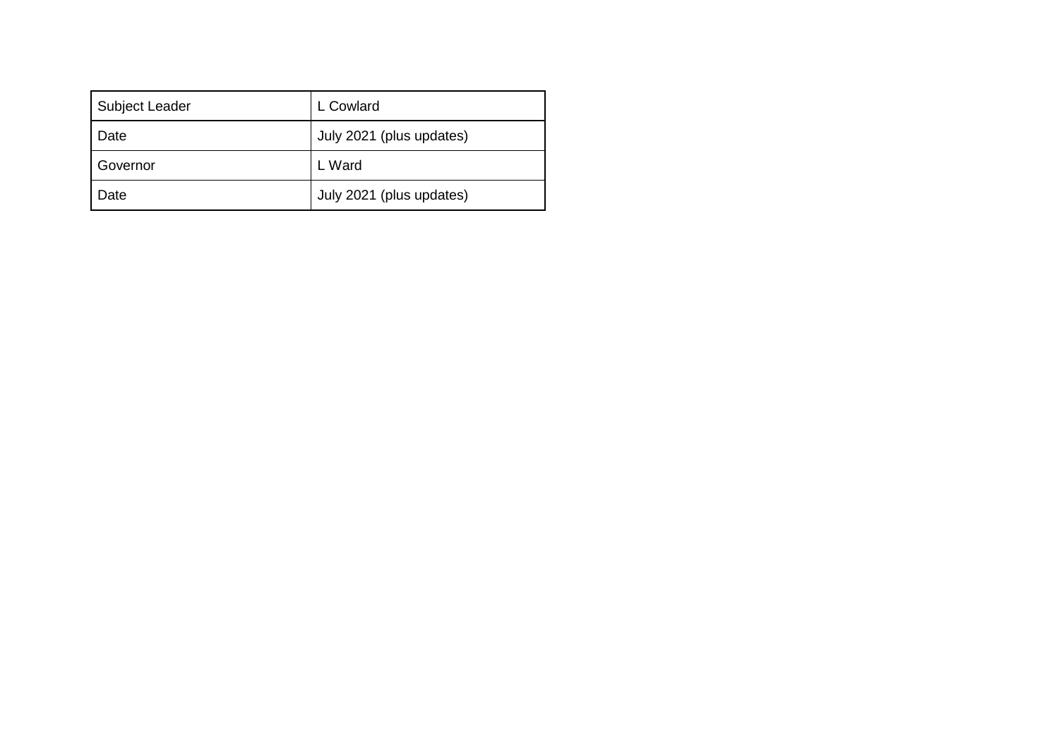| | |
|---|---|
| Subject Leader | L Cowlard |
| Date | July 2021 (plus updates) |
| Governor | L Ward |
| Date | July 2021 (plus updates) |